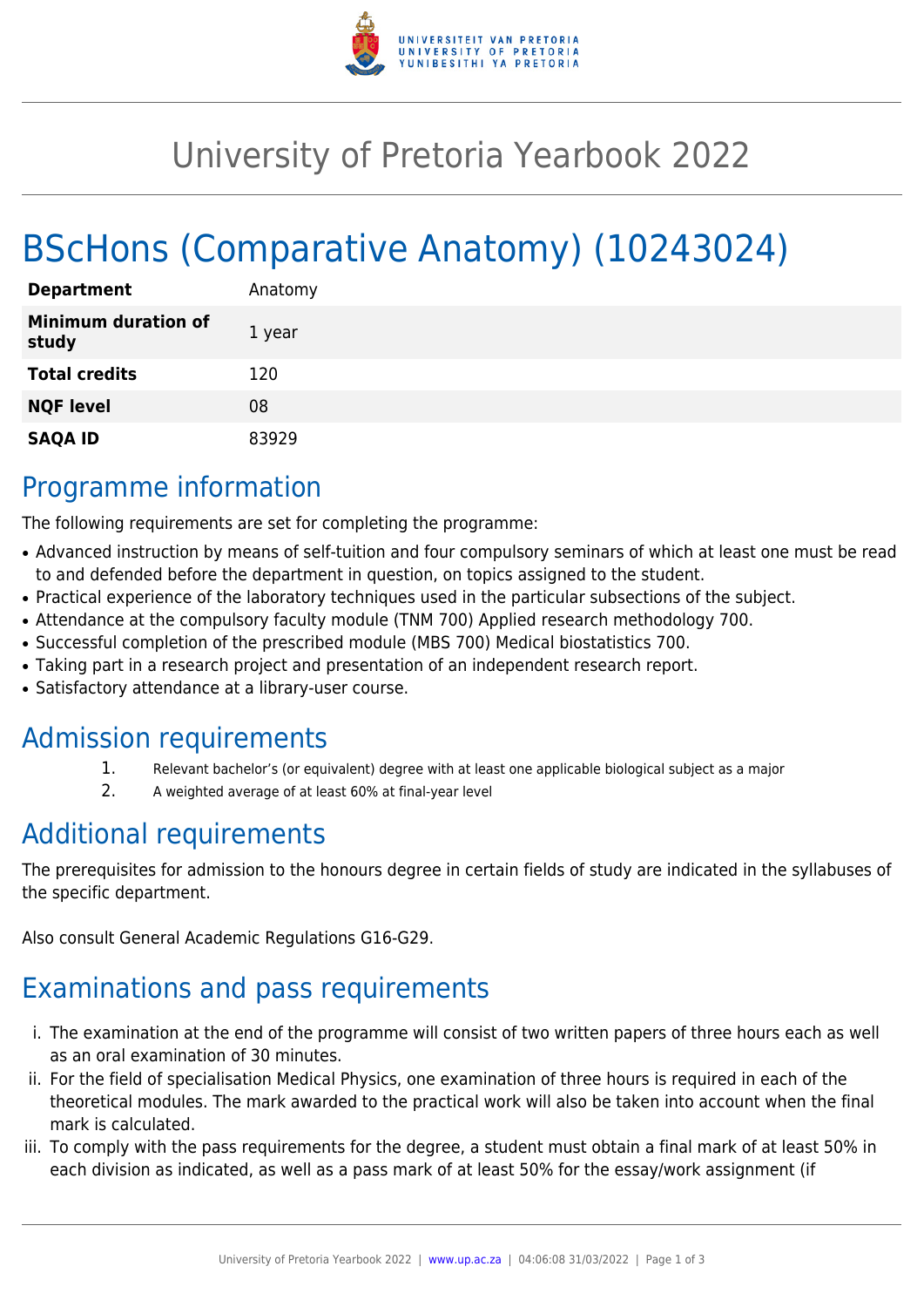# University of Pretoria Yearbook 2022

# BScHons (Comparative Anatomy) (10243024)

| | |
|---|---|
| **Department** | Anatomy |
| **Minimum duration of study** | 1 year |
| **Total credits** | 120 |
| **NQF level** | 08 |
| **SAQA ID** | 83929 |

## Programme information

The following requirements are set for completing the programme:

- Advanced instruction by means of self-tuition and four compulsory seminars of which at least one must be read to and defended before the department in question, on topics assigned to the student.
- Practical experience of the laboratory techniques used in the particular subsections of the subject.
- Attendance at the compulsory faculty module (TNM 700) Applied research methodology 700.
- Successful completion of the prescribed module (MBS 700) Medical biostatistics 700.
- Taking part in a research project and presentation of an independent research report.
- Satisfactory attendance at a library-user course.

## Admission requirements

1. Relevant bachelor's (or equivalent) degree with at least one applicable biological subject as a major
2. A weighted average of at least 60% at final-year level

## Additional requirements

The prerequisites for admission to the honours degree in certain fields of study are indicated in the syllabuses of the specific department.

Also consult General Academic Regulations G16-G29.

## Examinations and pass requirements

i. The examination at the end of the programme will consist of two written papers of three hours each as well as an oral examination of 30 minutes.
ii. For the field of specialisation Medical Physics, one examination of three hours is required in each of the theoretical modules. The mark awarded to the practical work will also be taken into account when the final mark is calculated.
iii. To comply with the pass requirements for the degree, a student must obtain a final mark of at least 50% in each division as indicated, as well as a pass mark of at least 50% for the essay/work assignment (if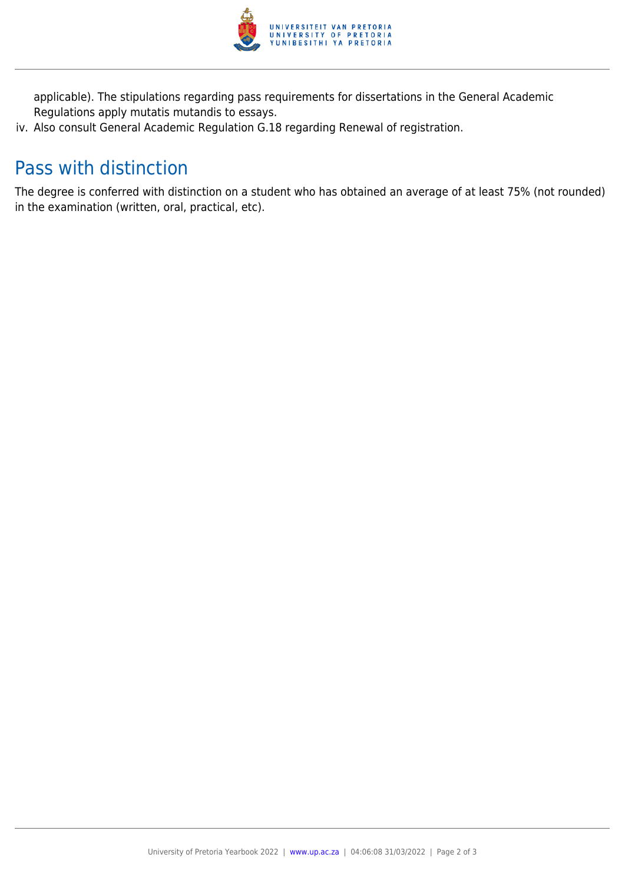applicable). The stipulations regarding pass requirements for dissertations in the General Academic Regulations apply mutatis mutandis to essays.

iv. Also consult General Academic Regulation G.18 regarding Renewal of registration.

## Pass with distinction

The degree is conferred with distinction on a student who has obtained an average of at least 75% (not rounded) in the examination (written, oral, practical, etc).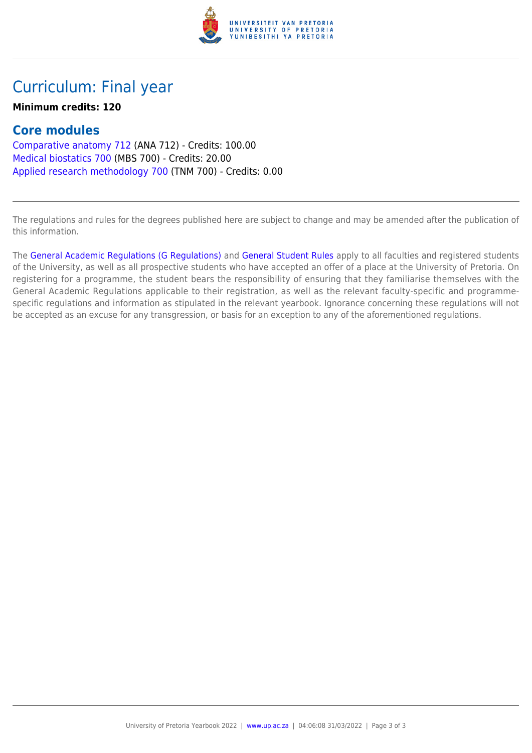# Curriculum: Final year

**Minimum credits: 120**

## Core modules

Comparative anatomy 712 (ANA 712) - Credits: 100.00
Medical biostatistics 700 (MBS 700) - Credits: 20.00
Applied research methodology 700 (TNM 700) - Credits: 0.00

The regulations and rules for the degrees published here are subject to change and may be amended after the publication of this information.

The General Academic Regulations (G Regulations) and General Student Rules apply to all faculties and registered students of the University, as well as all prospective students who have accepted an offer of a place at the University of Pretoria. On registering for a programme, the student bears the responsibility of ensuring that they familiarise themselves with the General Academic Regulations applicable to their registration, as well as the relevant faculty-specific and programme-specific regulations and information as stipulated in the relevant yearbook. Ignorance concerning these regulations will not be accepted as an excuse for any transgression, or basis for an exception to any of the aforementioned regulations.